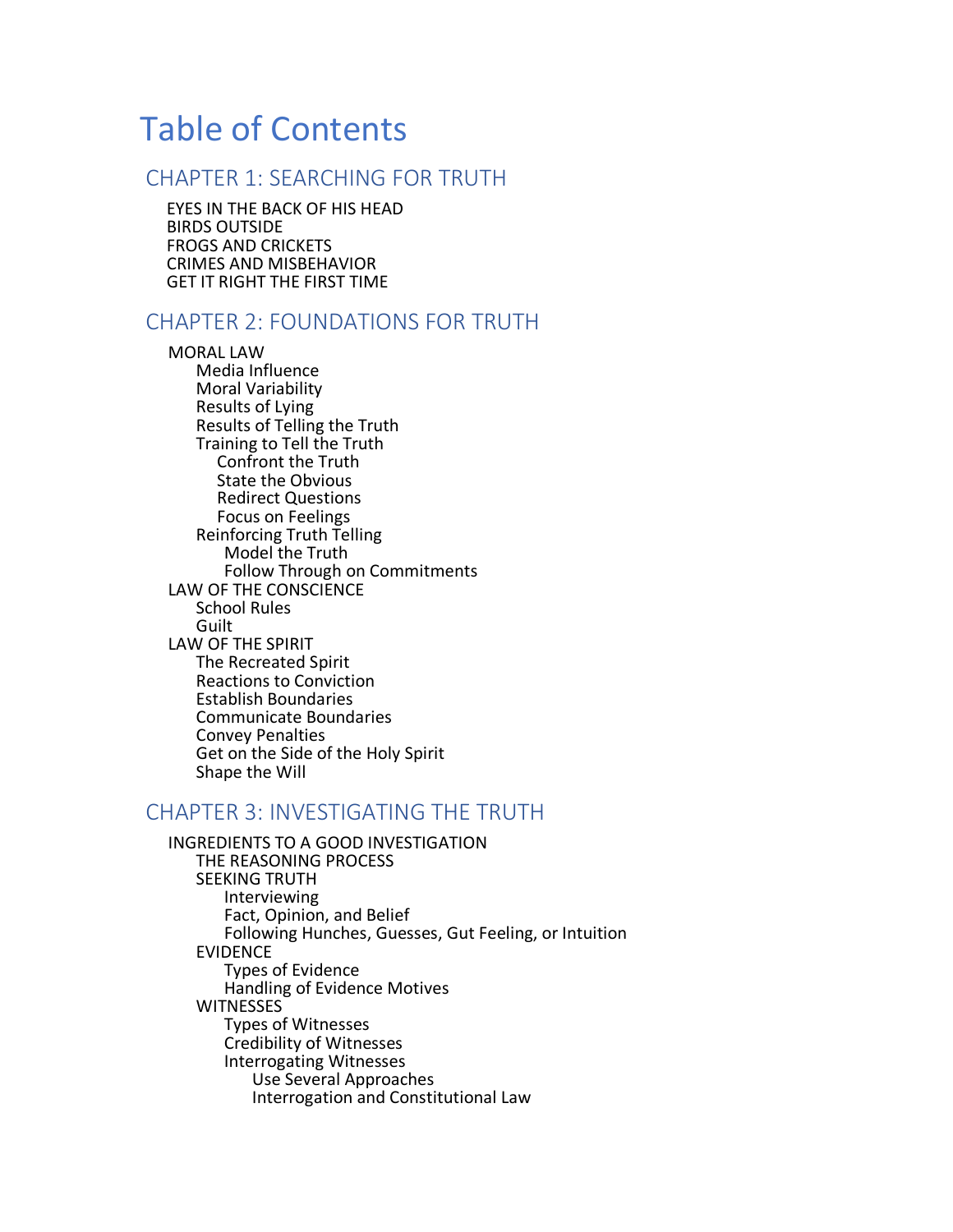# Table of Contents

## CHAPTER 1: SEARCHING FOR TRUTH

- EYES IN THE BACK OF HIS HEAD
- BIRDS OUTSIDE
- FROGS AND CRICKETS
- CRIMES AND MISBEHAVIOR
- GET IT RIGHT THE FIRST TIME

## CHAPTER 2: FOUNDATIONS FOR TRUTH

- MORAL LAW
  - Media Influence
  - Moral Variability
  - Results of Lying
  - Results of Telling the Truth
  - Training to Tell the Truth
    - Confront the Truth
    - State the Obvious
    - Redirect Questions
    - Focus on Feelings
  - Reinforcing Truth Telling
    - Model the Truth
    - Follow Through on Commitments
- LAW OF THE CONSCIENCE
  - School Rules
  - Guilt
- LAW OF THE SPIRIT
  - The Recreated Spirit
  - Reactions to Conviction
  - Establish Boundaries
  - Communicate Boundaries
  - Convey Penalties
  - Get on the Side of the Holy Spirit
  - Shape the Will

## CHAPTER 3: INVESTIGATING THE TRUTH

- INGREDIENTS TO A GOOD INVESTIGATION
  - THE REASONING PROCESS
  - SEEKING TRUTH
    - Interviewing
    - Fact, Opinion, and Belief
    - Following Hunches, Guesses, Gut Feeling, or Intuition
  - EVIDENCE
    - Types of Evidence
    - Handling of Evidence Motives
  - WITNESSES
    - Types of Witnesses
    - Credibility of Witnesses
    - Interrogating Witnesses
      - Use Several Approaches
      - Interrogation and Constitutional Law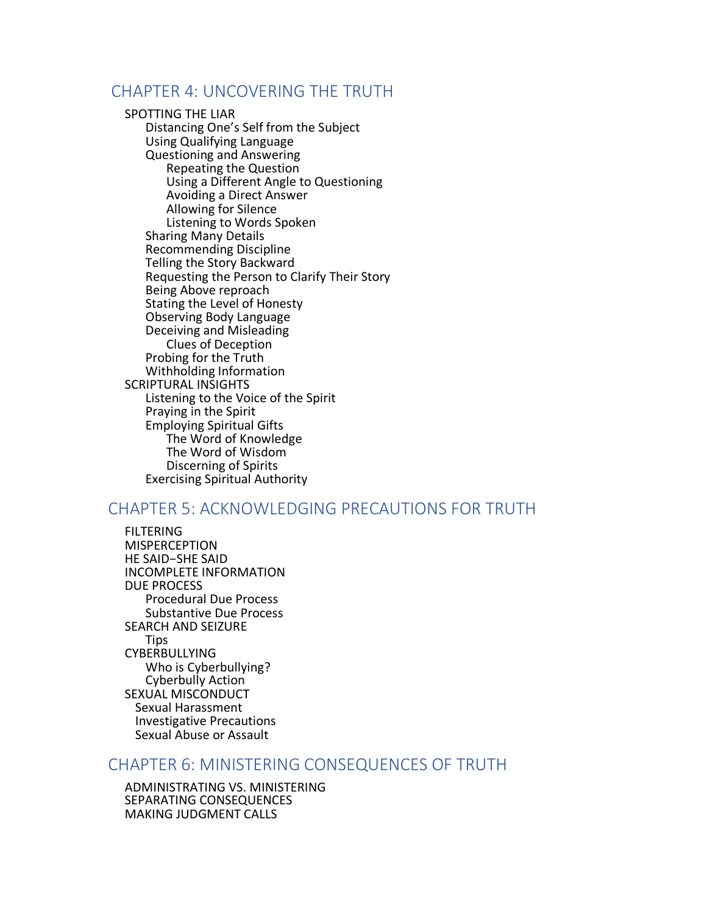## CHAPTER 4: UNCOVERING THE TRUTH

- SPOTTING THE LIAR
  - Distancing One's Self from the Subject
  - Using Qualifying Language
  - Questioning and Answering
    - Repeating the Question
    - Using a Different Angle to Questioning
    - Avoiding a Direct Answer
    - Allowing for Silence
    - Listening to Words Spoken
  - Sharing Many Details
  - Recommending Discipline
  - Telling the Story Backward
  - Requesting the Person to Clarify Their Story
  - Being Above reproach
  - Stating the Level of Honesty
  - Observing Body Language
  - Deceiving and Misleading
    - Clues of Deception
  - Probing for the Truth
  - Withholding Information
- SCRIPTURAL INSIGHTS
  - Listening to the Voice of the Spirit
  - Praying in the Spirit
  - Employing Spiritual Gifts
    - The Word of Knowledge
    - The Word of Wisdom
    - Discerning of Spirits
  - Exercising Spiritual Authority

## CHAPTER 5: ACKNOWLEDGING PRECAUTIONS FOR TRUTH

- FILTERING
- MISPERCEPTION
- HE SAID–SHE SAID
- INCOMPLETE INFORMATION
- DUE PROCESS
  - Procedural Due Process
  - Substantive Due Process
- SEARCH AND SEIZURE
  - Tips
- CYBERBULLYING
  - Who is Cyberbullying?
  - Cyberbully Action
- SEXUAL MISCONDUCT
  - Sexual Harassment
  - Investigative Precautions
  - Sexual Abuse or Assault

## CHAPTER 6: MINISTERING CONSEQUENCES OF TRUTH

- ADMINISTRATING VS. MINISTERING
- SEPARATING CONSEQUENCES
- MAKING JUDGMENT CALLS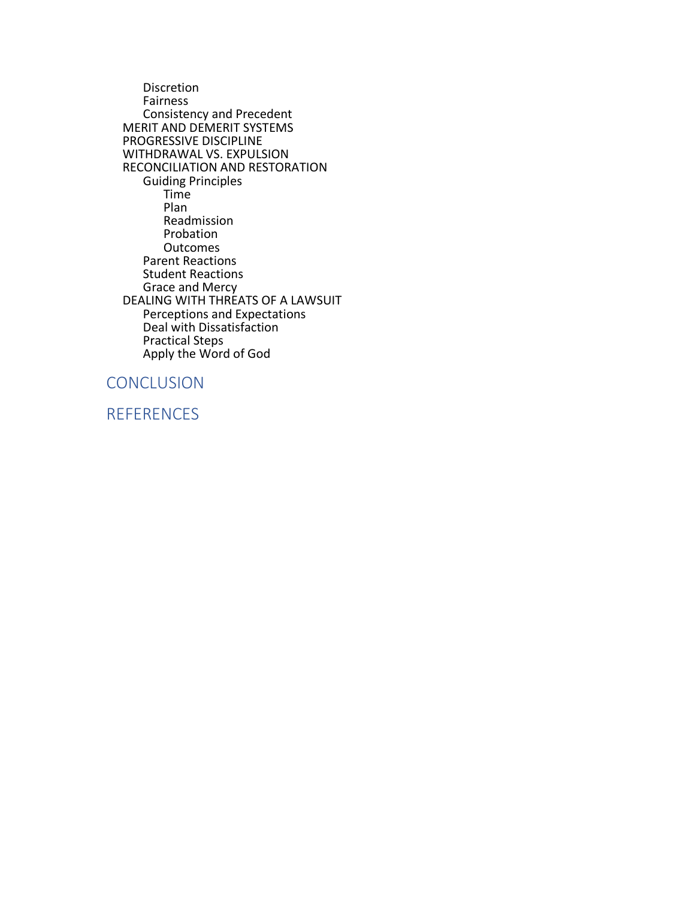- Discretion
- Fairness
- Consistency and Precedent

MERIT AND DEMERIT SYSTEMS

PROGRESSIVE DISCIPLINE

WITHDRAWAL VS. EXPULSION

RECONCILIATION AND RESTORATION

- Guiding Principles
  - Time
  - Plan
  - Readmission
  - Probation
  - Outcomes
- Parent Reactions
- Student Reactions
- Grace and Mercy

DEALING WITH THREATS OF A LAWSUIT

- Perceptions and Expectations
- Deal with Dissatisfaction
- Practical Steps
- Apply the Word of God

CONCLUSION

REFERENCES